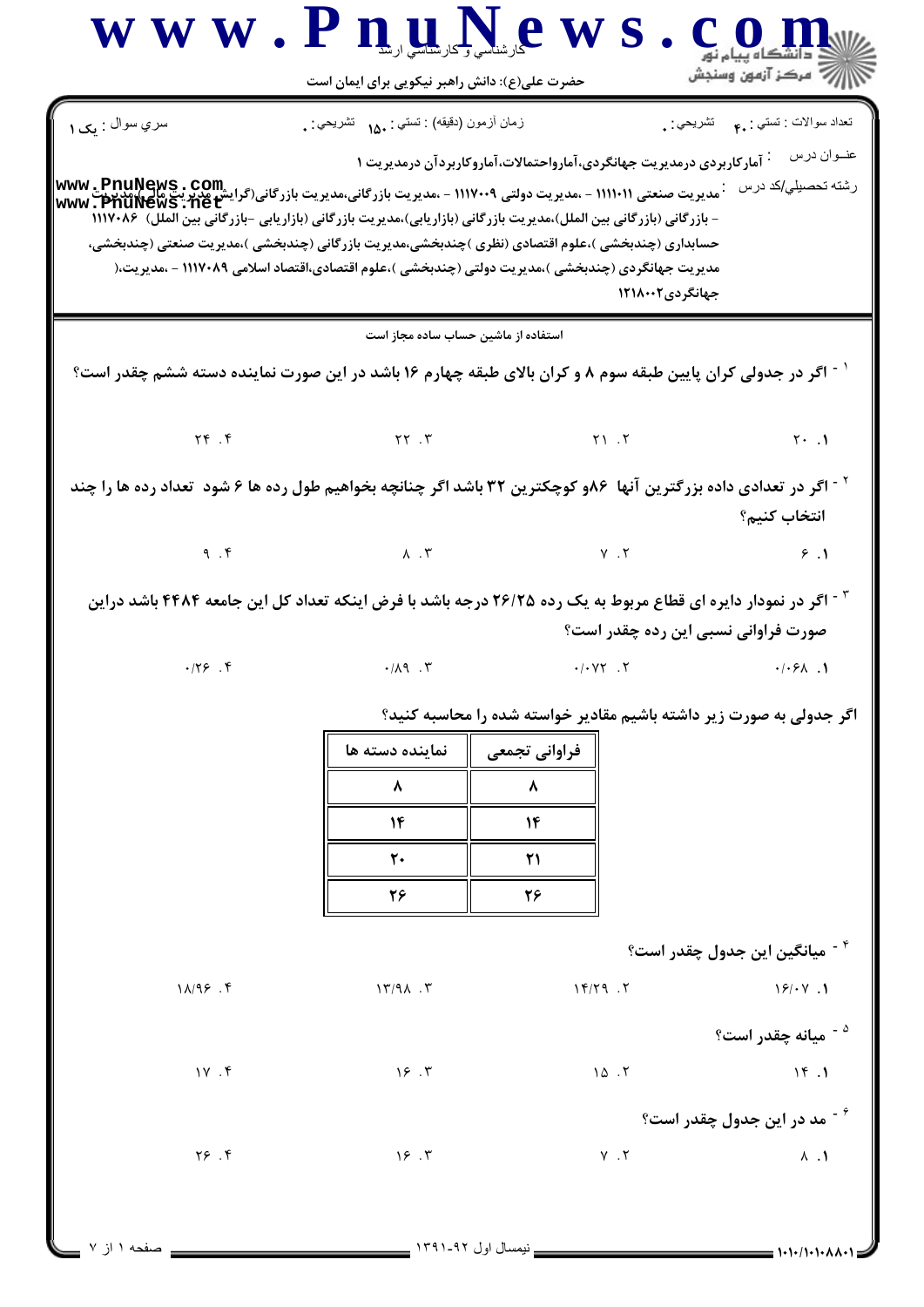حضرت علی(ع): دانش راهبر نیکویی برای ایمان است

سري سوال : یک ۱ | زمان آزمون (دقیقه) : تستي : ۱۵۰ تشريحي : ۰ | تعداد سوالات : تستي : ۴۰ تشريحي : ۰

عنــوان درس : آمارکاربردی درمدیریت جهانگردی،آماروحتمالات،آماروکاربردآن درمدیریت ۱

رشته تحصيلي/كد درس : مدیریت صنعتی ۱۱۱۱۰۱۱ - ،مدیریت دولتی ۱۱۱۷۰۰۹ - ،مدیریت بازرگانی،مدیریت بازرگانی(گرایش مدیریت مالی)،مدیریت - بازرگانی (بازرگانی بین الملل)،مدیریت بازرگانی (بازاریابی)،مدیریت بازرگانی (بازاریابی -بازرگانی بین الملل) ۱۱۱۷۰۸۶ حسابداری (چندبخشی )،علوم اقتصادی (نظری )چندبخشی،مدیریت بازرگانی (چندبخشی )،مدیریت صنعتی (چندبخشی، مدیریت جهانگردی (چندبخشی )،مدیریت دولتی (چندبخشی )،علوم اقتصادی،اقتصاد اسلامی ۱۱۱۷۰۸۹ - ،مدیریت،( جهانگردی۱۲۱۸۰۰۲

استفاده از ماشین حساب ساده مجاز است

۱ - اگر در جدولی کران پایین طبقه سوم ۸ و کران بالای طبقه چهارم ۱۶ باشد در این صورت نماینده دسته ششم چقدر است؟

۱. ۲۰ &nbsp;&nbsp;&nbsp; ۲. ۲۱ &nbsp;&nbsp;&nbsp; ۳. ۲۲ &nbsp;&nbsp;&nbsp; ۴. ۲۴

۲ - اگر در تعدادی داده بزرگترین آنها ۸۶و کوچکترین ۳۲ باشد اگر چنانچه بخواهیم طول رده ها ۶ شود تعداد رده ها را چند انتخاب کنیم؟

۱. ۶ &nbsp;&nbsp;&nbsp; ۲. ۷ &nbsp;&nbsp;&nbsp; ۳. ۸ &nbsp;&nbsp;&nbsp; ۴. ۹

۳ - اگر در نمودار دایره ای قطاع مربوط به یک رده ۲۶/۲۵ درجه باشد با فرض اینکه تعداد کل این جامعه ۴۴۸۴ باشد دراین صورت فراوانی نسبی این رده چقدر است؟

۱. ۰/۰۶۸ &nbsp;&nbsp;&nbsp; ۲. ۰/۰۷۲ &nbsp;&nbsp;&nbsp; ۳. ۰/۸۹ &nbsp;&nbsp;&nbsp; ۴. ۰/۲۶

اگر جدولی به صورت زیر داشته باشیم مقادیر خواسته شده را محاسبه کنید؟

| فراوانی تجمعی | نماینده دسته ها |
| --- | --- |
| ۸ | ۸ |
| ۱۴ | ۱۴ |
| ۲۱ | ۲۰ |
| ۲۶ | ۲۶ |

۴ - میانگین این جدول چقدر است؟

۱. ۱۶/۰۷ &nbsp;&nbsp;&nbsp; ۲. ۱۴/۲۹ &nbsp;&nbsp;&nbsp; ۳. ۱۳/۹۸ &nbsp;&nbsp;&nbsp; ۴. ۱۸/۹۶

۵ - میانه چقدر است؟

۱. ۱۴ &nbsp;&nbsp;&nbsp; ۲. ۱۵ &nbsp;&nbsp;&nbsp; ۳. ۱۶ &nbsp;&nbsp;&nbsp; ۴. ۱۷

۶ - مد در این جدول چقدر است؟

۱. ۸ &nbsp;&nbsp;&nbsp; ۲. ۷ &nbsp;&nbsp;&nbsp; ۳. ۱۶ &nbsp;&nbsp;&nbsp; ۴. ۲۶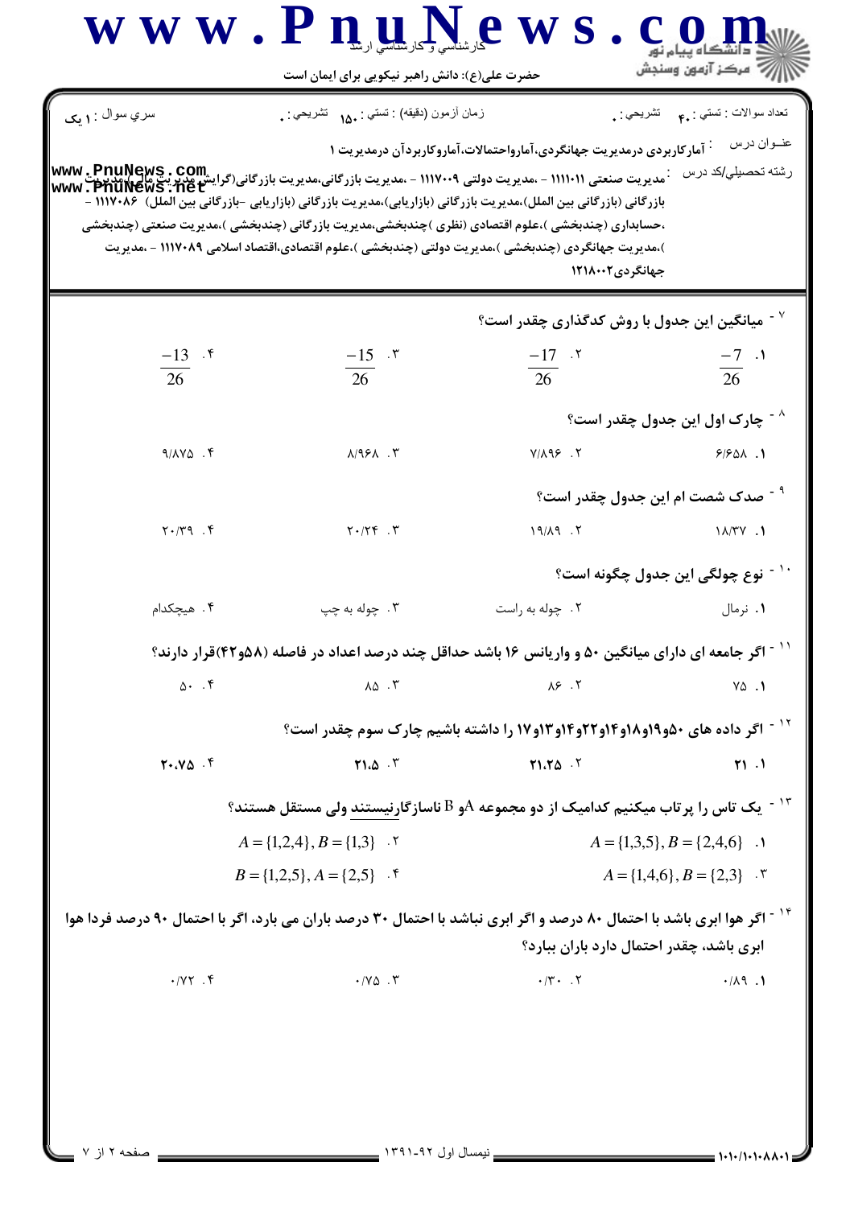سري سوال : ۱ یک

زمان آزمون (دقیقه) : تستی : ۱۵۰ تشریحی : ۰

تعداد سوالات : تستی : ۴۰ تشریحی : ۰

عنوان درس : آمارکاربردی درمدیریت جهانگردی،آمارواحتمالات،آماروکاربردآن درمدیریت ۱

رشته تحصیلی/کد درس : مدیریت صنعتی ۱۱۱۱۰۱۱ - ،مدیریت دولتی ۱۱۱۷۰۰۹ - ،مدیریت بازرگانی،مدیریت بازرگانی(گرایش مدیریت مالی)،مدیریت بازرگانی (بازرگانی بین الملل)،مدیریت بازرگانی (بازاریابی)،مدیریت بازرگانی (بازاریابی -بازرگانی بین الملل) ۱۱۱۷۰۸۶ - ،حسابداری (چندبخشی )،علوم اقتصادی (نظری )چندبخشی،مدیریت بازرگانی (چندبخشی )،مدیریت صنعتی (چندبخشی )،مدیریت جهانگردی (چندبخشی )،مدیریت دولتی (چندبخشی )،علوم اقتصادی،اقتصاد اسلامی ۱۱۱۷۰۸۹ - ،مدیریت جهانگردی۱۲۱۸۰۰۲

۷- میانگین این جدول با روش کدگذاری چقدر است؟

۱. $\frac{-7}{26}$
۲. $\frac{-17}{26}$
۳. $\frac{-15}{26}$
۴. $\frac{-13}{26}$

۸- چارک اول این جدول چقدر است؟

۱. ۶/۶۵۸
۲. ۷/۸۹۶
۳. ۸/۹۶۸
۴. ۹/۸۷۵

۹- صدک شصت ام این جدول چقدر است؟

۱. ۱۸/۳۷
۲. ۱۹/۸۹
۳. ۲۰/۲۴
۴. ۲۰/۳۹

۱۰- نوع چولگی این جدول چگونه است؟

۱. نرمال
۲. چوله به راست
۳. چوله به چپ
۴. هیچکدام

۱۱- اگر جامعه ای دارای میانگین ۵۰ و واریانس ۱۶ باشد حداقل چند درصد اعداد در فاصله (۵۸و۴۲)قرار دارند؟

۱. ۷۵
۲. ۸۶
۳. ۸۵
۴. ۵۰

۱۲- اگر داده های ۵۰و۱۹و۱۸و۱۴و۲۲و۱۴و۱۳و۱۷ را داشته باشیم چارک سوم چقدر است؟

۱. ۲۱
۲. ۲۱.۲۵
۳. ۲۱.۵
۴. ۲۰.۷۵

۱۳- یک تاس را پرتاب میکنیم کدامیک از دو مجموعه A و B ناسازگارنیستند ولی مستقل هستند؟

۱. $A=\{1,3,5\}, B=\{2,4,6\}$
۲. $A=\{1,2,4\}, B=\{1,3\}$
۳. $A=\{1,4,6\}, B=\{2,3\}$
۴. $B=\{1,2,5\}, A=\{2,5\}$

۱۴- اگر هوا ابری باشد با احتمال ۸۰ درصد و اگر ابری نباشد با احتمال ۳۰ درصد باران می بارد، اگر با احتمال ۹۰ درصد فردا هوا ابری باشد، چقدر احتمال دارد باران ببارد؟

۱. ۰/۸۹
۲. ۰/۳۰
۳. ۰/۷۵
۴. ۰/۷۲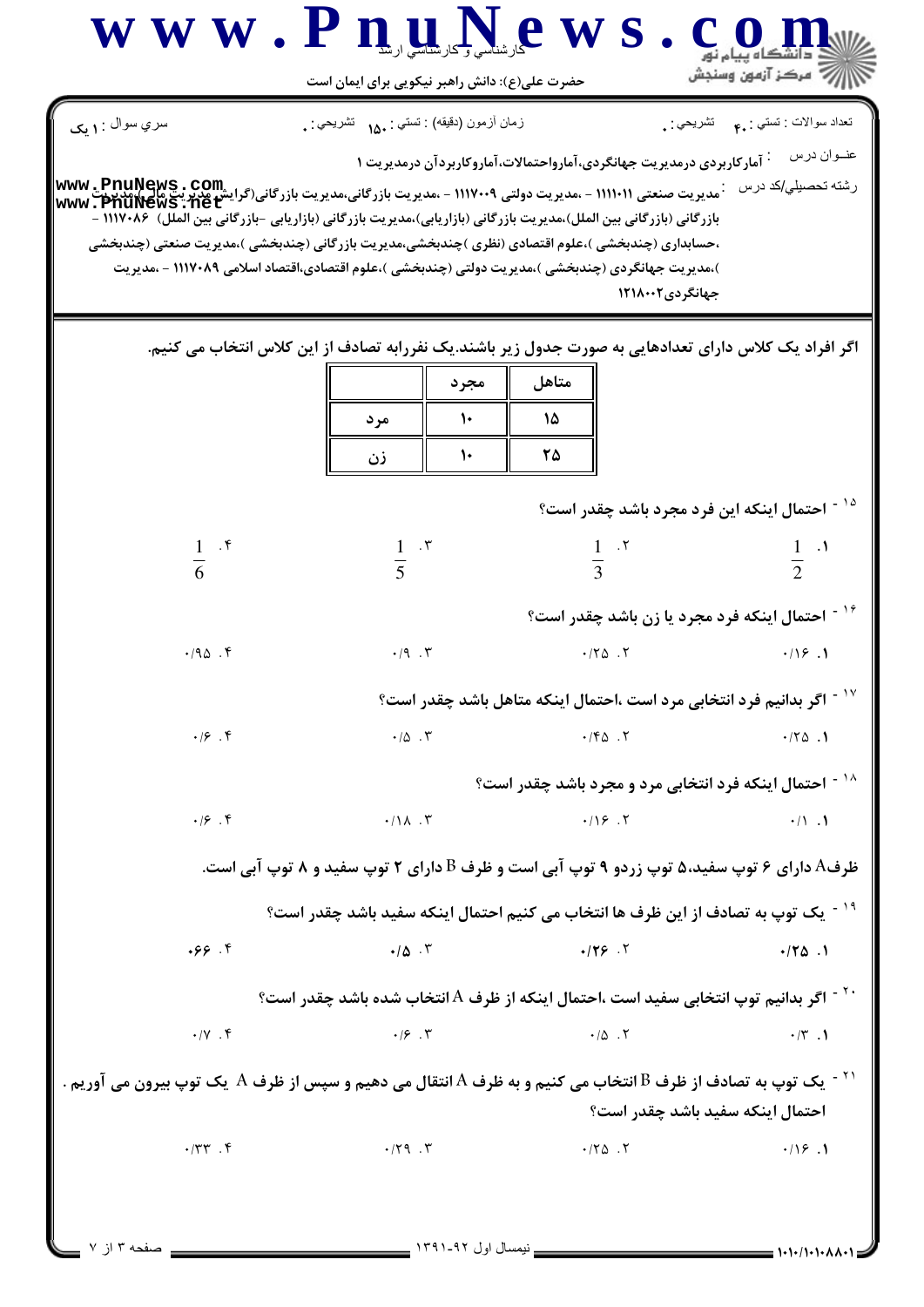سري سوال : ۱ یک | زمان آزمون (دقیقه) : تستي : ۱۵۰ تشريحي : ۰ | تعداد سوالات : تستي : ۴۰ تشريحي : ۰

عنوان درس : آمارکاربردی درمدیریت جهانگردی،آمارواحتمالات،آماروکاربردآن درمدیریت ۱

رشته تحصيلي/کد درس : مدیریت صنعتی ۱۱۱۱۰۱۱ - ،مدیریت دولتی ۱۱۱۷۰۰۹ - ،مدیریت بازرگانی،مدیریت بازرگانی(گرایش مدیریت مالی)،مدیریت بازرگانی (بازرگانی بین الملل)،مدیریت بازرگانی (بازاریابی)،مدیریت بازرگانی (بازاریابی -بازرگانی بین الملل) ۱۱۱۷۰۸۶ - ،حسابداری (چندبخشی )،علوم اقتصادی (نظری )چندبخشی،مدیریت بازرگانی (چندبخشی )،مدیریت صنعتی (چندبخشی )،مدیریت جهانگردی (چندبخشی )،مدیریت دولتی (چندبخشی )،علوم اقتصادی،اقتصاد اسلامی ۱۱۱۷۰۸۹ - ،مدیریت جهانگردی۱۲۱۸۰۰۲

اگر افراد یک کلاس دارای تعدادهایی به صورت جدول زیر باشند.یک نفررابه تصادف از این کلاس انتخاب می کنیم.

| | مجرد | متاهل |
|---|---|---|
| مرد | ۱۰ | ۱۵ |
| زن | ۱۰ | ۲۵ |

۱۵- احتمال اینکه این فرد مجرد باشد چقدر است؟

۱. $\frac{1}{2}$ ۲. $\frac{1}{3}$ ۳. $\frac{1}{5}$ ۴. $\frac{1}{6}$

۱۶- احتمال اینکه فرد مجرد یا زن باشد چقدر است؟

۱. ۰/۱۶ ۲. ۰/۲۵ ۳. ۰/۹ ۴. ۰/۹۵

۱۷- اگر بدانیم فرد انتخابی مرد است ،احتمال اینکه متاهل باشد چقدر است؟

۱. ۰/۲۵ ۲. ۰/۴۵ ۳. ۰/۵ ۴. ۰/۶

۱۸- احتمال اینکه فرد انتخابی مرد و مجرد باشد چقدر است؟

۱. ۰/۱ ۲. ۰/۱۶ ۳. ۰/۱۸ ۴. ۰/۶

ظرفA دارای ۶ توپ سفید،۵ توپ زردو ۹ توپ آبی است و ظرف B دارای ۲ توپ سفید و ۸ توپ آبی است.

۱۹- یک توپ به تصادف از این ظرف ها انتخاب می کنیم احتمال اینکه سفید باشد چقدر است؟

۱. ۰/۲۵ ۲. ۰/۲۶ ۳. ۰/۵ ۴. ۰/۶۶

۲۰- اگر بدانیم توپ انتخابی سفید است ،احتمال اینکه از ظرف A انتخاب شده باشد چقدر است؟

۱. ۰/۳ ۲. ۰/۵ ۳. ۰/۶ ۴. ۰/۷

۲۱- یک توپ به تصادف از ظرف B انتخاب می کنیم و به ظرف A انتقال می دهیم و سپس از ظرف A یک توپ بیرون می آوریم . احتمال اینکه سفید باشد چقدر است؟

۱. ۰/۱۶ ۲. ۰/۲۵ ۳. ۰/۲۹ ۴. ۰/۳۳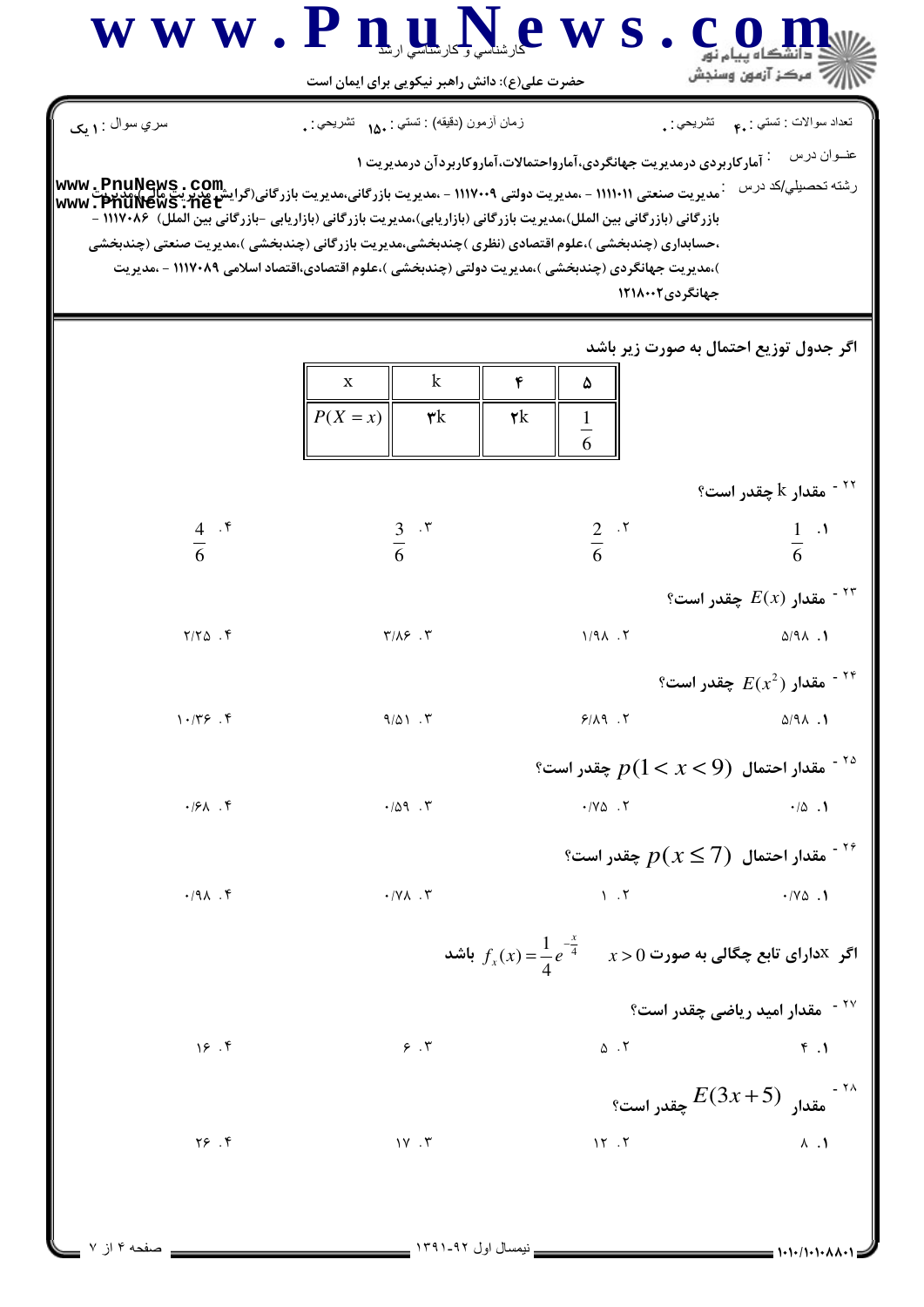تعداد سوالات : تستی : ۴۰ تشریحی : ۰ &nbsp;&nbsp; زمان آزمون (دقیقه) : تستی : ۱۵۰ تشریحی : ۰ &nbsp;&nbsp; سري سوال : ۱ یک

عنوان درس : آمارکاربردی درمدیریت جهانگردی،آمارواحتمالات،آماروکاربردآن درمدیریت ۱

رشته تحصیلی/کد درس : مدیریت صنعتی ۱۱۱۱۰۱۱ - ،مدیریت دولتی ۱۱۱۷۰۰۹ - ،مدیریت بازرگانی،مدیریت بازرگانی(گرایش مدیریت مالی)،مدیریت بازرگانی (بازرگانی بین الملل)،مدیریت بازرگانی (بازاریابی)،مدیریت بازرگانی (بازاریابی -بازرگانی بین الملل) ۱۱۱۷۰۸۶ - ،حسابداری (چندبخشی )،علوم اقتصادی (نظری )چندبخشی،مدیریت بازرگانی (چندبخشی )،مدیریت صنعتی (چندبخشی )،مدیریت جهانگردی (چندبخشی )،مدیریت دولتی (چندبخشی )،علوم اقتصادی،اقتصاد اسلامی ۱۱۱۷۰۸۹ - ،مدیریت جهانگردی۱۲۱۸۰۰۲

اگر جدول توزیع احتمال به صورت زیر باشد

| x | k | ۴ | ۵ |
|---|---|---|---|
| $P(X=x)$ | ۳k | ۲k | $\frac{1}{6}$ |

۲۲- مقدار k چقدر است؟

۱. $\frac{1}{6}$ &nbsp;&nbsp; ۲. $\frac{2}{6}$ &nbsp;&nbsp; ۳. $\frac{3}{6}$ &nbsp;&nbsp; ۴. $\frac{4}{6}$

۲۳- مقدار $E(x)$ چقدر است؟

۱. ۵/۹۸ &nbsp;&nbsp; ۲. ۱/۹۸ &nbsp;&nbsp; ۳. ۳/۸۶ &nbsp;&nbsp; ۴. ۲/۲۵

۲۴- مقدار $E(x^2)$ چقدر است؟

۱. ۵/۹۸ &nbsp;&nbsp; ۲. ۶/۸۹ &nbsp;&nbsp; ۳. ۹/۵۱ &nbsp;&nbsp; ۴. ۱۰/۳۶

۲۵- مقدار احتمال $p(1<x<9)$ چقدر است؟

۱. ۰/۵ &nbsp;&nbsp; ۲. ۰/۷۵ &nbsp;&nbsp; ۳. ۰/۵۹ &nbsp;&nbsp; ۴. ۰/۶۸

۲۶- مقدار احتمال $p(x\leq 7)$ چقدر است؟

۱. ۰/۷۵ &nbsp;&nbsp; ۲. ۱ &nbsp;&nbsp; ۳. ۰/۷۸ &nbsp;&nbsp; ۴. ۰/۹۸

اگر xدارای تابع چگالی به صورت $x>0$ &nbsp; $f_x(x)=\frac{1}{4}e^{-\frac{x}{4}}$ باشد

۲۷- مقدار امید ریاضی چقدر است؟

۱. ۴ &nbsp;&nbsp; ۲. ۵ &nbsp;&nbsp; ۳. ۶ &nbsp;&nbsp; ۴. ۱۶

۲۸- مقدار $E(3x+5)$ چقدر است؟

۱. ۸ &nbsp;&nbsp; ۲. ۱۲ &nbsp;&nbsp; ۳. ۱۷ &nbsp;&nbsp; ۴. ۲۶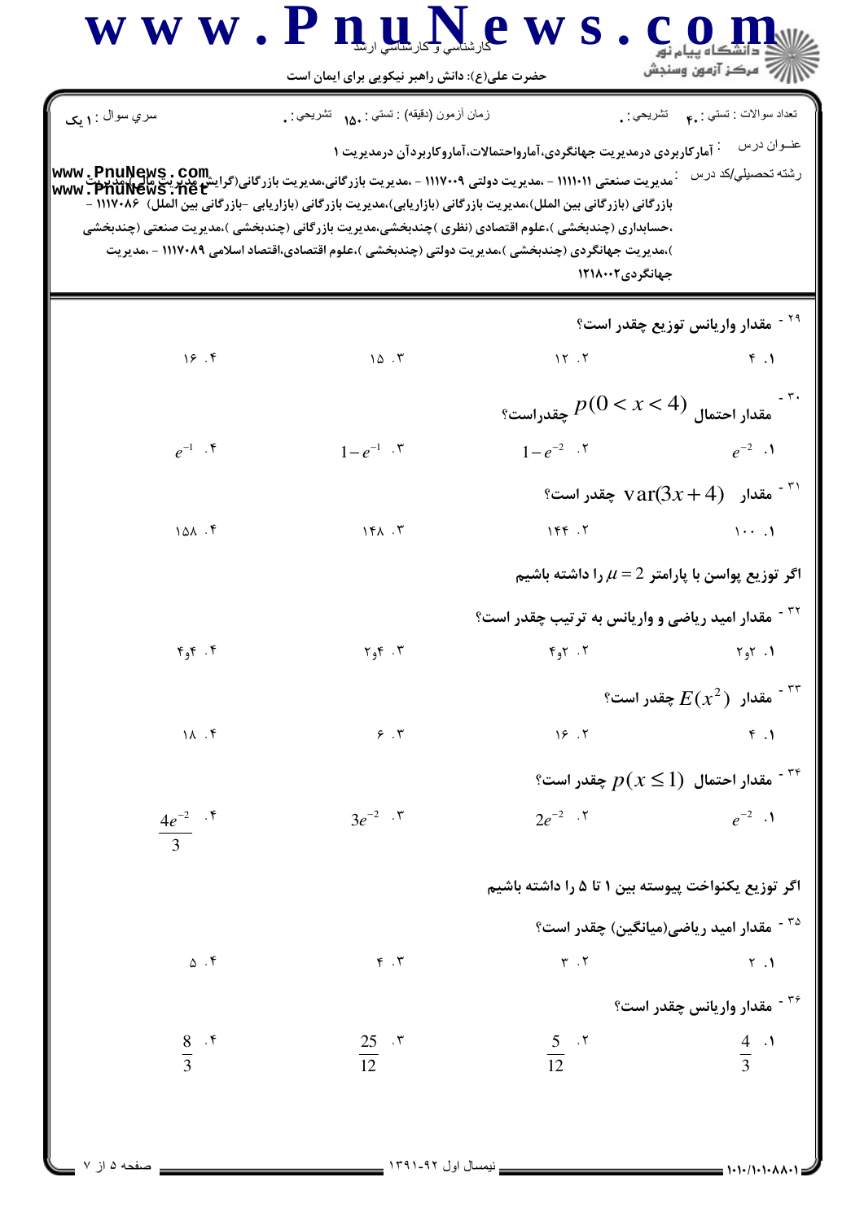**سري سوال : ۱ یک** — زمان آزمون (دقیقه) : تستی : ۱۵۰ تشریحی : ۰ — تعداد سوالات : تستی : ۴۰ تشریحی : ۰

**عنوان درس :** آمارکاربردی درمدیریت جهانگردی،آماروا‌حتمالات،آماروکاربردآن درمدیریت ۱

**رشته تحصیلی/کد درس :** مدیریت صنعتی ۱۱۱۱۰۱۱ - ،مدیریت دولتی ۱۱۱۷۰۰۹ - ،مدیریت بازرگانی،مدیریت بازرگانی(گرایش مدیریت مالی)،مدیریت بازرگانی (بازرگانی بین الملل)،مدیریت بازرگانی (بازاریابی)،مدیریت بازرگانی (بازاریابی -بازرگانی بین الملل) ۱۱۱۷۰۸۶ - ،حسابداری (چندبخشی )،علوم اقتصادی (نظری )چندبخشی،مدیریت بازرگانی (چندبخشی )،مدیریت صنعتی (چندبخشی )،مدیریت جهانگردی (چندبخشی )،مدیریت دولتی (چندبخشی )،علوم اقتصادی،اقتصاد اسلامی ۱۱۱۷۰۸۹ - ،مدیریت جهانگردی۱۲۱۸۰۰۲

---

۲۹ - مقدار واریانس توزیع چقدر است؟

۱. ۴ &nbsp;&nbsp; ۲. ۱۲ &nbsp;&nbsp; ۳. ۱۵ &nbsp;&nbsp; ۴. ۱۶

۳۰ - مقدار احتمال $p(0<x<4)$ چقدراست؟

۱. $e^{-2}$ &nbsp;&nbsp; ۲. $1-e^{-2}$ &nbsp;&nbsp; ۳. $1-e^{-1}$ &nbsp;&nbsp; ۴. $e^{-1}$

۳۱ - مقدار $\text{var}(3x+4)$ چقدر است؟

۱. ۱۰۰ &nbsp;&nbsp; ۲. ۱۴۴ &nbsp;&nbsp; ۳. ۱۴۸ &nbsp;&nbsp; ۴. ۱۵۸

اگر توزیع پواسن با پارامتر $\mu = 2$ را داشته باشیم

۳۲ - مقدار امید ریاضی و واریانس به ترتیب چقدر است؟

۱. ۲و۲ &nbsp;&nbsp; ۲. ۲و۴ &nbsp;&nbsp; ۳. ۴و۲ &nbsp;&nbsp; ۴. ۴و۴

۳۳ - مقدار $E(x^2)$ چقدر است؟

۱. ۴ &nbsp;&nbsp; ۲. ۱۶ &nbsp;&nbsp; ۳. ۶ &nbsp;&nbsp; ۴. ۱۸

۳۴ - مقدار احتمال $p(x \le 1)$ چقدر است؟

۱. $e^{-2}$ &nbsp;&nbsp; ۲. $2e^{-2}$ &nbsp;&nbsp; ۳. $3e^{-2}$ &nbsp;&nbsp; ۴. $\frac{4e^{-2}}{3}$

اگر توزیع یکنواخت پیوسته بین ۱ تا ۵ را داشته باشیم

۳۵ - مقدار امید ریاضی(میانگین) چقدر است؟

۱. ۲ &nbsp;&nbsp; ۲. ۳ &nbsp;&nbsp; ۳. ۴ &nbsp;&nbsp; ۴. ۵

۳۶ - مقدار واریانس چقدر است؟

۱. $\frac{4}{3}$ &nbsp;&nbsp; ۲. $\frac{5}{12}$ &nbsp;&nbsp; ۳. $\frac{25}{12}$ &nbsp;&nbsp; ۴. $\frac{8}{3}$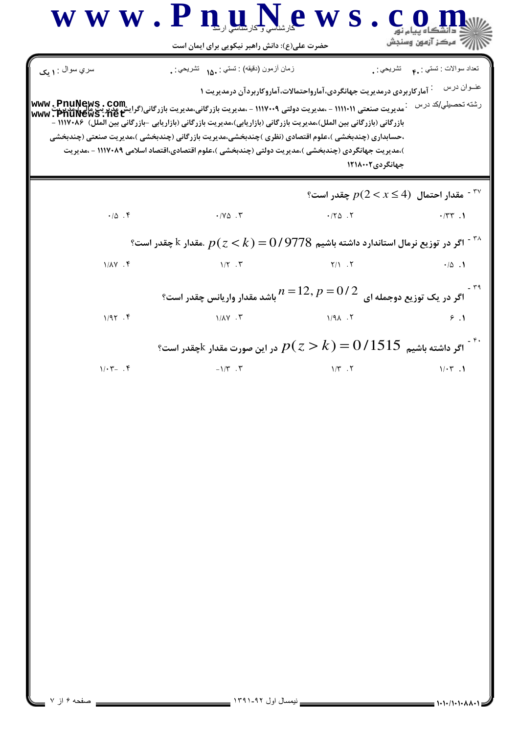۳۷- مقدار احتمال $p(2 < x \le 4)$ چقدر است؟

۱. ۰/۳۳  ۲. ۰/۲۵  ۳. ۰/۷۵  ۴. ۰/۵

۳۸- اگر در توزیع نرمال استاندارد داشته باشیم $p(z < k) = 0/9778$. مقدار k چقدر است؟

۱. ۰/۵  ۲. ۲/۱  ۳. ۱/۲  ۴. ۱/۸۷

۳۹- اگر در یک توزیع دوجمله ای $n = 12, p = 0/2$ باشد مقدار واریانس چقدر است؟

۱. ۶  ۲. ۱/۹۸  ۳. ۱/۸۷  ۴. ۱/۹۲

۴۰- اگر داشته باشیم $p(z > k) = 0/1515$ در این صورت مقدار kچقدر است؟

۱. ۱/۰۳  ۲. ۱/۳  ۳. ۱/۳-  ۴. ۱/۰۳-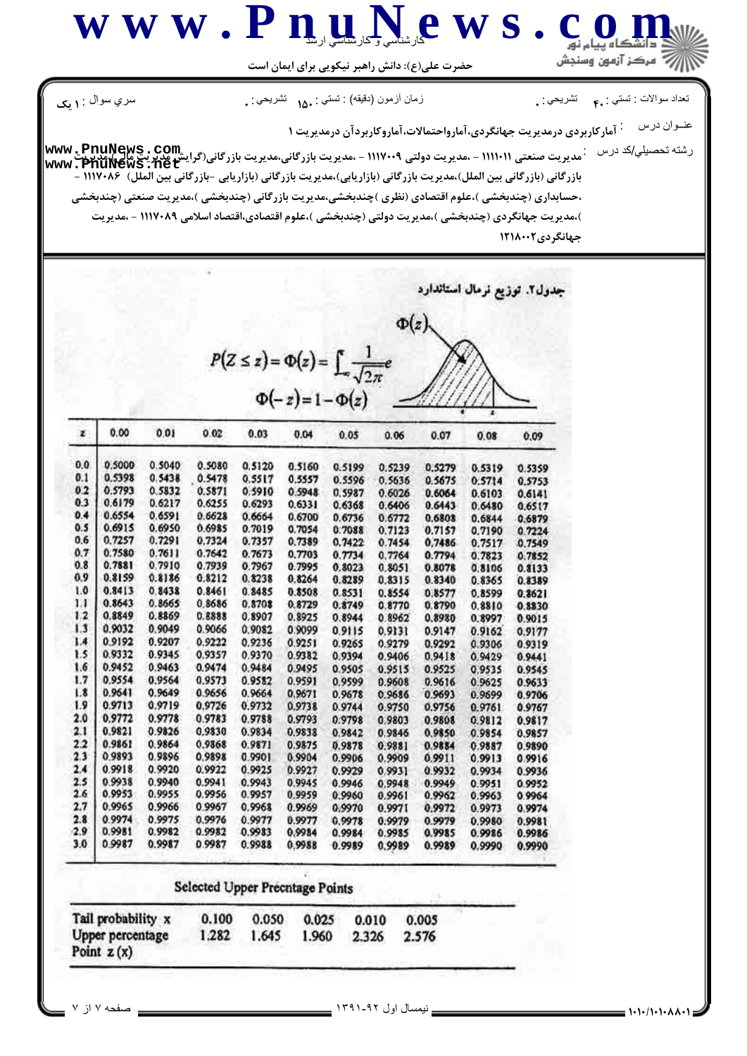تعداد سوالات : تستی : ۴۰   تشریحی : ۰   زمان آزمون (دقیقه) : تستی : ۱۵۰   تشریحی : ۰   سري سوال : ۱ یک

عنــوان درس : آمارکاربردی درمدیریت جهانگردی،آماروکاربردآن درمدیریت ۱

رشته تحصیلی/کد درس : مدیریت صنعتی ۱۱۱۱۰۱۱ - ،مدیریت دولتی ۱۱۱۷۰۰۹ - ،مدیریت بازرگانی،مدیریت بازرگانی(گرایش مدیریت مالی)،مدیریت بازرگانی (بازرگانی بین الملل)،مدیریت بازرگانی (بازاریابی)،مدیریت بازرگانی (بازاریابی -بازرگانی بین الملل) ۱۱۱۷۰۸۶ - ،حسابداری (چندبخشی )،علوم اقتصادی (نظری )چندبخشی،مدیریت بازرگانی (چندبخشی )،مدیریت صنعتی (چندبخشی )،مدیریت جهانگردی (چندبخشی )،مدیریت دولتی (چندبخشی )،علوم اقتصادی،اقتصاد اسلامی ۱۱۱۷۰۸۹ - ،مدیریت جهانگردی۱۲۱۸۰۰۲

## جدول۲. توزیع نرمال استاندارد

$$P(Z \le z) = \Phi(z) = \int_{-\infty}^{z} \frac{1}{\sqrt{2\pi}} e$$

$$\Phi(-z) = 1 - \Phi(z)$$

| z | 0.00 | 0.01 | 0.02 | 0.03 | 0.04 | 0.05 | 0.06 | 0.07 | 0.08 | 0.09 |
|---|---|---|---|---|---|---|---|---|---|---|
| 0.0 | 0.5000 | 0.5040 | 0.5080 | 0.5120 | 0.5160 | 0.5199 | 0.5239 | 0.5279 | 0.5319 | 0.5359 |
| 0.1 | 0.5398 | 0.5438 | 0.5478 | 0.5517 | 0.5557 | 0.5596 | 0.5636 | 0.5675 | 0.5714 | 0.5753 |
| 0.2 | 0.5793 | 0.5832 | 0.5871 | 0.5910 | 0.5948 | 0.5987 | 0.6026 | 0.6064 | 0.6103 | 0.6141 |
| 0.3 | 0.6179 | 0.6217 | 0.6255 | 0.6293 | 0.6331 | 0.6368 | 0.6406 | 0.6443 | 0.6480 | 0.6517 |
| 0.4 | 0.6554 | 0.6591 | 0.6628 | 0.6664 | 0.6700 | 0.6736 | 0.6772 | 0.6808 | 0.6844 | 0.6879 |
| 0.5 | 0.6915 | 0.6950 | 0.6985 | 0.7019 | 0.7054 | 0.7088 | 0.7123 | 0.7157 | 0.7190 | 0.7224 |
| 0.6 | 0.7257 | 0.7291 | 0.7324 | 0.7357 | 0.7389 | 0.7422 | 0.7454 | 0.7486 | 0.7517 | 0.7549 |
| 0.7 | 0.7580 | 0.7611 | 0.7642 | 0.7673 | 0.7703 | 0.7734 | 0.7764 | 0.7794 | 0.7823 | 0.7852 |
| 0.8 | 0.7881 | 0.7910 | 0.7939 | 0.7967 | 0.7995 | 0.8023 | 0.8051 | 0.8078 | 0.8106 | 0.8133 |
| 0.9 | 0.8159 | 0.8186 | 0.8212 | 0.8238 | 0.8264 | 0.8289 | 0.8315 | 0.8340 | 0.8365 | 0.8389 |
| 1.0 | 0.8413 | 0.8438 | 0.8461 | 0.8485 | 0.8508 | 0.8531 | 0.8554 | 0.8577 | 0.8599 | 0.8621 |
| 1.1 | 0.8643 | 0.8665 | 0.8686 | 0.8708 | 0.8729 | 0.8749 | 0.8770 | 0.8790 | 0.8810 | 0.8830 |
| 1.2 | 0.8849 | 0.8869 | 0.8888 | 0.8907 | 0.8925 | 0.8944 | 0.8962 | 0.8980 | 0.8997 | 0.9015 |
| 1.3 | 0.9032 | 0.9049 | 0.9066 | 0.9082 | 0.9099 | 0.9115 | 0.9131 | 0.9147 | 0.9162 | 0.9177 |
| 1.4 | 0.9192 | 0.9207 | 0.9222 | 0.9236 | 0.9251 | 0.9265 | 0.9279 | 0.9292 | 0.9306 | 0.9319 |
| 1.5 | 0.9332 | 0.9345 | 0.9357 | 0.9370 | 0.9382 | 0.9394 | 0.9406 | 0.9418 | 0.9429 | 0.9441 |
| 1.6 | 0.9452 | 0.9463 | 0.9474 | 0.9484 | 0.9495 | 0.9505 | 0.9515 | 0.9525 | 0.9535 | 0.9545 |
| 1.7 | 0.9554 | 0.9564 | 0.9573 | 0.9582 | 0.9591 | 0.9599 | 0.9608 | 0.9616 | 0.9625 | 0.9633 |
| 1.8 | 0.9641 | 0.9649 | 0.9656 | 0.9664 | 0.9671 | 0.9678 | 0.9686 | 0.9693 | 0.9699 | 0.9706 |
| 1.9 | 0.9713 | 0.9719 | 0.9726 | 0.9732 | 0.9738 | 0.9744 | 0.9750 | 0.9756 | 0.9761 | 0.9767 |
| 2.0 | 0.9772 | 0.9778 | 0.9783 | 0.9788 | 0.9793 | 0.9798 | 0.9803 | 0.9808 | 0.9812 | 0.9817 |
| 2.1 | 0.9821 | 0.9826 | 0.9830 | 0.9834 | 0.9838 | 0.9842 | 0.9846 | 0.9850 | 0.9854 | 0.9857 |
| 2.2 | 0.9861 | 0.9864 | 0.9868 | 0.9871 | 0.9875 | 0.9878 | 0.9881 | 0.9884 | 0.9887 | 0.9890 |
| 2.3 | 0.9893 | 0.9896 | 0.9898 | 0.9901 | 0.9904 | 0.9906 | 0.9909 | 0.9911 | 0.9913 | 0.9916 |
| 2.4 | 0.9918 | 0.9920 | 0.9922 | 0.9925 | 0.9927 | 0.9929 | 0.9931 | 0.9932 | 0.9934 | 0.9936 |
| 2.5 | 0.9938 | 0.9940 | 0.9941 | 0.9943 | 0.9945 | 0.9946 | 0.9948 | 0.9949 | 0.9951 | 0.9952 |
| 2.6 | 0.9953 | 0.9955 | 0.9956 | 0.9957 | 0.9959 | 0.9960 | 0.9961 | 0.9962 | 0.9963 | 0.9964 |
| 2.7 | 0.9965 | 0.9966 | 0.9967 | 0.9968 | 0.9969 | 0.9970 | 0.9971 | 0.9972 | 0.9973 | 0.9974 |
| 2.8 | 0.9974 | 0.9975 | 0.9976 | 0.9977 | 0.9977 | 0.9978 | 0.9979 | 0.9979 | 0.9980 | 0.9981 |
| 2.9 | 0.9981 | 0.9982 | 0.9982 | 0.9983 | 0.9984 | 0.9984 | 0.9985 | 0.9985 | 0.9986 | 0.9986 |
| 3.0 | 0.9987 | 0.9987 | 0.9987 | 0.9988 | 0.9988 | 0.9989 | 0.9989 | 0.9989 | 0.9990 | 0.9990 |

### Selected Upper Precntage Points

| | | | | | |
|---|---|---|---|---|---|
| Tail probability x | 0.100 | 0.050 | 0.025 | 0.010 | 0.005 |
| Upper percentage Point z (x) | 1.282 | 1.645 | 1.960 | 2.326 | 2.576 |